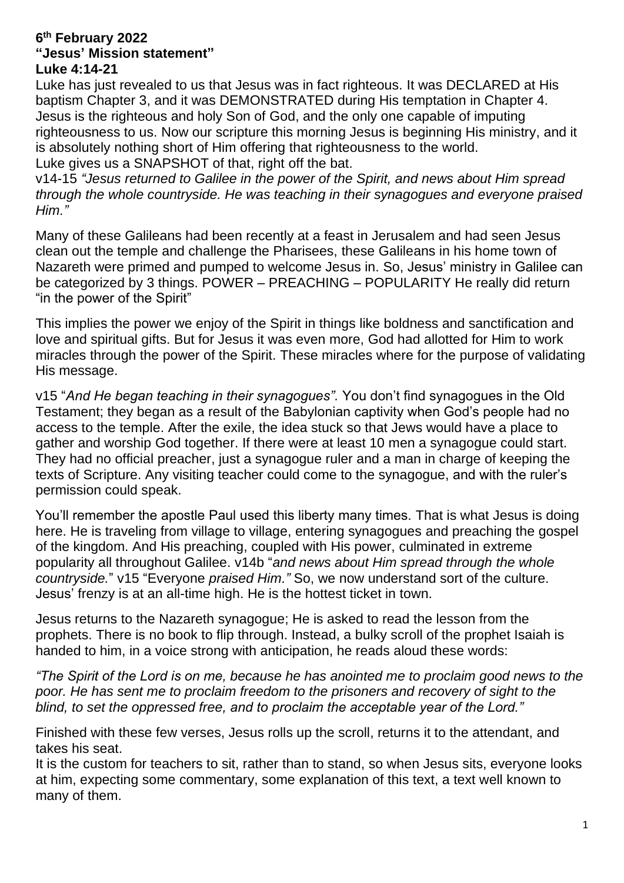**6th February 2022**
**"Jesus' Mission statement"**
**Luke 4:14-21**

Luke has just revealed to us that Jesus was in fact righteous. It was DECLARED at His baptism Chapter 3, and it was DEMONSTRATED during His temptation in Chapter 4. Jesus is the righteous and holy Son of God, and the only one capable of imputing righteousness to us. Now our scripture this morning Jesus is beginning His ministry, and it is absolutely nothing short of Him offering that righteousness to the world.
Luke gives us a SNAPSHOT of that, right off the bat.
v14-15 *"Jesus returned to Galilee in the power of the Spirit, and news about Him spread through the whole countryside. He was teaching in their synagogues and everyone praised Him."*

Many of these Galileans had been recently at a feast in Jerusalem and had seen Jesus clean out the temple and challenge the Pharisees, these Galileans in his home town of Nazareth were primed and pumped to welcome Jesus in. So, Jesus' ministry in Galilee can be categorized by 3 things. POWER – PREACHING – POPULARITY He really did return "in the power of the Spirit"

This implies the power we enjoy of the Spirit in things like boldness and sanctification and love and spiritual gifts. But for Jesus it was even more, God had allotted for Him to work miracles through the power of the Spirit. These miracles where for the purpose of validating His message.

v15 "*And He began teaching in their synagogues".* You don't find synagogues in the Old Testament; they began as a result of the Babylonian captivity when God's people had no access to the temple. After the exile, the idea stuck so that Jews would have a place to gather and worship God together. If there were at least 10 men a synagogue could start. They had no official preacher, just a synagogue ruler and a man in charge of keeping the texts of Scripture. Any visiting teacher could come to the synagogue, and with the ruler's permission could speak.

You'll remember the apostle Paul used this liberty many times. That is what Jesus is doing here. He is traveling from village to village, entering synagogues and preaching the gospel of the kingdom. And His preaching, coupled with His power, culminated in extreme popularity all throughout Galilee. v14b "*and news about Him spread through the whole countryside.*" v15 "Everyone *praised Him."* So, we now understand sort of the culture. Jesus' frenzy is at an all-time high. He is the hottest ticket in town.

Jesus returns to the Nazareth synagogue; He is asked to read the lesson from the prophets. There is no book to flip through. Instead, a bulky scroll of the prophet Isaiah is handed to him, in a voice strong with anticipation, he reads aloud these words:

*"The Spirit of the Lord is on me, because he has anointed me to proclaim good news to the poor. He has sent me to proclaim freedom to the prisoners and recovery of sight to the blind, to set the oppressed free, and to proclaim the acceptable year of the Lord."*

Finished with these few verses, Jesus rolls up the scroll, returns it to the attendant, and takes his seat.
It is the custom for teachers to sit, rather than to stand, so when Jesus sits, everyone looks at him, expecting some commentary, some explanation of this text, a text well known to many of them.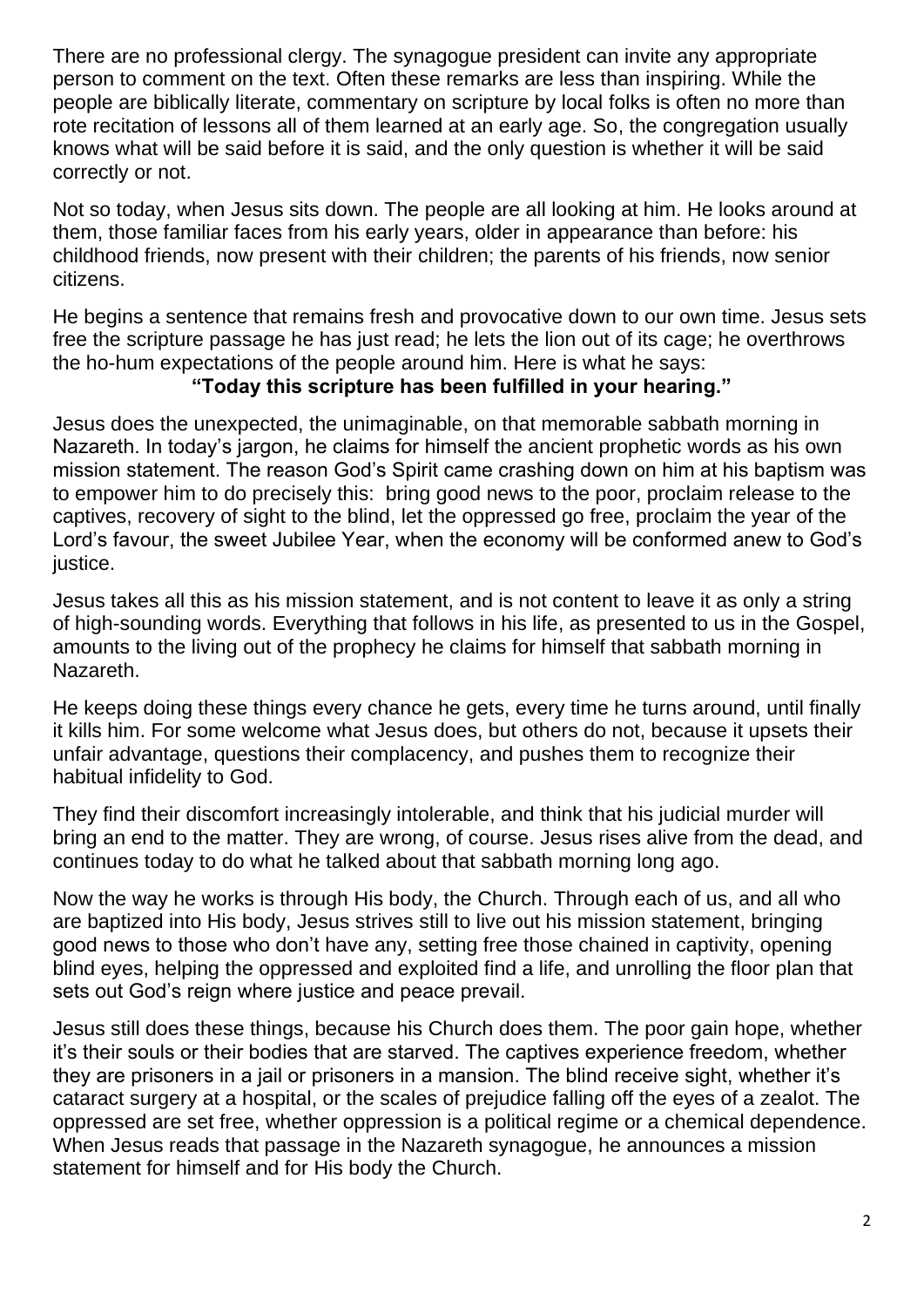There are no professional clergy. The synagogue president can invite any appropriate person to comment on the text. Often these remarks are less than inspiring. While the people are biblically literate, commentary on scripture by local folks is often no more than rote recitation of lessons all of them learned at an early age. So, the congregation usually knows what will be said before it is said, and the only question is whether it will be said correctly or not.

Not so today, when Jesus sits down. The people are all looking at him. He looks around at them, those familiar faces from his early years, older in appearance than before: his childhood friends, now present with their children; the parents of his friends, now senior citizens.

He begins a sentence that remains fresh and provocative down to our own time. Jesus sets free the scripture passage he has just read; he lets the lion out of its cage; he overthrows the ho-hum expectations of the people around him. Here is what he says:

**"Today this scripture has been fulfilled in your hearing."**

Jesus does the unexpected, the unimaginable, on that memorable sabbath morning in Nazareth. In today's jargon, he claims for himself the ancient prophetic words as his own mission statement. The reason God's Spirit came crashing down on him at his baptism was to empower him to do precisely this: bring good news to the poor, proclaim release to the captives, recovery of sight to the blind, let the oppressed go free, proclaim the year of the Lord's favour, the sweet Jubilee Year, when the economy will be conformed anew to God's justice.

Jesus takes all this as his mission statement, and is not content to leave it as only a string of high-sounding words. Everything that follows in his life, as presented to us in the Gospel, amounts to the living out of the prophecy he claims for himself that sabbath morning in Nazareth.

He keeps doing these things every chance he gets, every time he turns around, until finally it kills him. For some welcome what Jesus does, but others do not, because it upsets their unfair advantage, questions their complacency, and pushes them to recognize their habitual infidelity to God.

They find their discomfort increasingly intolerable, and think that his judicial murder will bring an end to the matter. They are wrong, of course. Jesus rises alive from the dead, and continues today to do what he talked about that sabbath morning long ago.

Now the way he works is through His body, the Church. Through each of us, and all who are baptized into His body, Jesus strives still to live out his mission statement, bringing good news to those who don't have any, setting free those chained in captivity, opening blind eyes, helping the oppressed and exploited find a life, and unrolling the floor plan that sets out God's reign where justice and peace prevail.

Jesus still does these things, because his Church does them. The poor gain hope, whether it's their souls or their bodies that are starved. The captives experience freedom, whether they are prisoners in a jail or prisoners in a mansion. The blind receive sight, whether it's cataract surgery at a hospital, or the scales of prejudice falling off the eyes of a zealot. The oppressed are set free, whether oppression is a political regime or a chemical dependence. When Jesus reads that passage in the Nazareth synagogue, he announces a mission statement for himself and for His body the Church.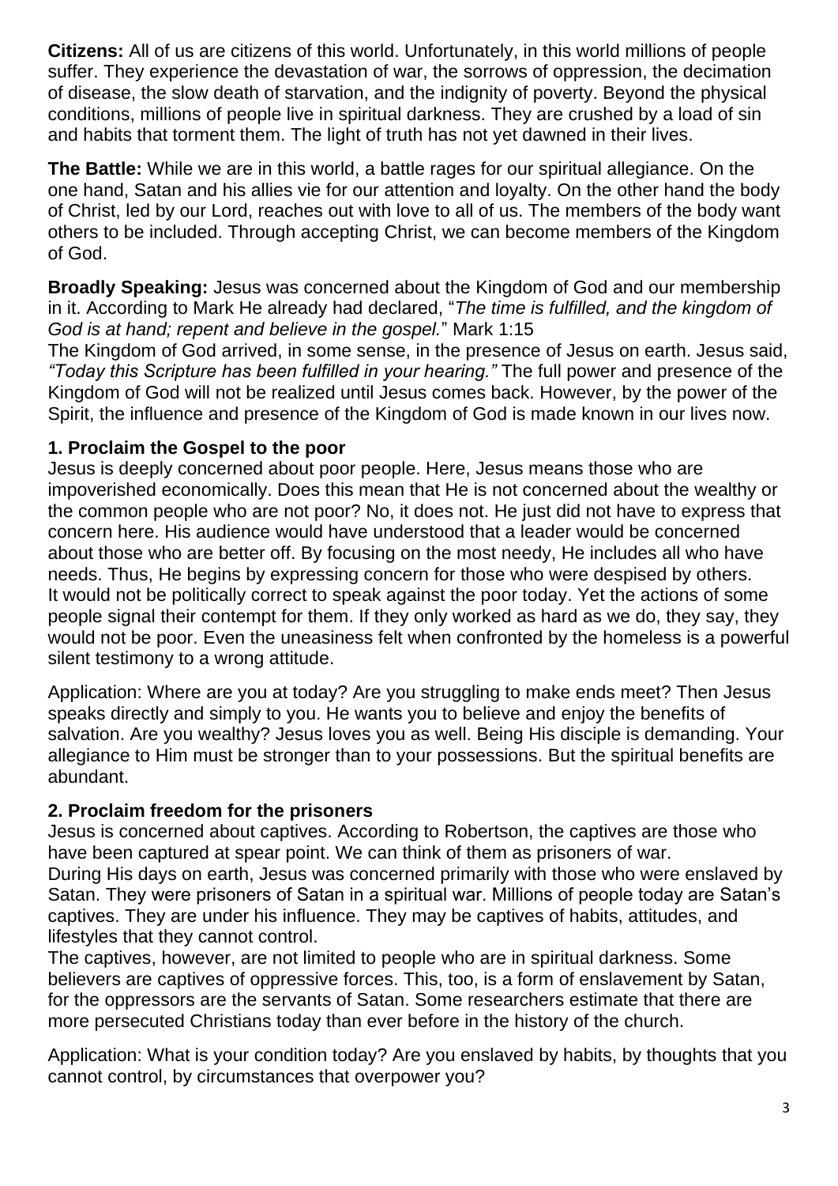**Citizens:** All of us are citizens of this world. Unfortunately, in this world millions of people suffer. They experience the devastation of war, the sorrows of oppression, the decimation of disease, the slow death of starvation, and the indignity of poverty. Beyond the physical conditions, millions of people live in spiritual darkness. They are crushed by a load of sin and habits that torment them. The light of truth has not yet dawned in their lives.

**The Battle:** While we are in this world, a battle rages for our spiritual allegiance. On the one hand, Satan and his allies vie for our attention and loyalty. On the other hand the body of Christ, led by our Lord, reaches out with love to all of us. The members of the body want others to be included. Through accepting Christ, we can become members of the Kingdom of God.

**Broadly Speaking:** Jesus was concerned about the Kingdom of God and our membership in it. According to Mark He already had declared, "*The time is fulfilled, and the kingdom of God is at hand; repent and believe in the gospel.*" Mark 1:15
The Kingdom of God arrived, in some sense, in the presence of Jesus on earth. Jesus said, *"Today this Scripture has been fulfilled in your hearing."* The full power and presence of the Kingdom of God will not be realized until Jesus comes back. However, by the power of the Spirit, the influence and presence of the Kingdom of God is made known in our lives now.

### 1. Proclaim the Gospel to the poor

Jesus is deeply concerned about poor people. Here, Jesus means those who are impoverished economically. Does this mean that He is not concerned about the wealthy or the common people who are not poor? No, it does not. He just did not have to express that concern here. His audience would have understood that a leader would be concerned about those who are better off. By focusing on the most needy, He includes all who have needs. Thus, He begins by expressing concern for those who were despised by others.
It would not be politically correct to speak against the poor today. Yet the actions of some people signal their contempt for them. If they only worked as hard as we do, they say, they would not be poor. Even the uneasiness felt when confronted by the homeless is a powerful silent testimony to a wrong attitude.

Application: Where are you at today? Are you struggling to make ends meet? Then Jesus speaks directly and simply to you. He wants you to believe and enjoy the benefits of salvation. Are you wealthy? Jesus loves you as well. Being His disciple is demanding. Your allegiance to Him must be stronger than to your possessions. But the spiritual benefits are abundant.

### 2. Proclaim freedom for the prisoners

Jesus is concerned about captives. According to Robertson, the captives are those who have been captured at spear point. We can think of them as prisoners of war.
During His days on earth, Jesus was concerned primarily with those who were enslaved by Satan. They were prisoners of Satan in a spiritual war. Millions of people today are Satan's captives. They are under his influence. They may be captives of habits, attitudes, and lifestyles that they cannot control.
The captives, however, are not limited to people who are in spiritual darkness. Some believers are captives of oppressive forces. This, too, is a form of enslavement by Satan, for the oppressors are the servants of Satan. Some researchers estimate that there are more persecuted Christians today than ever before in the history of the church.

Application: What is your condition today? Are you enslaved by habits, by thoughts that you cannot control, by circumstances that overpower you?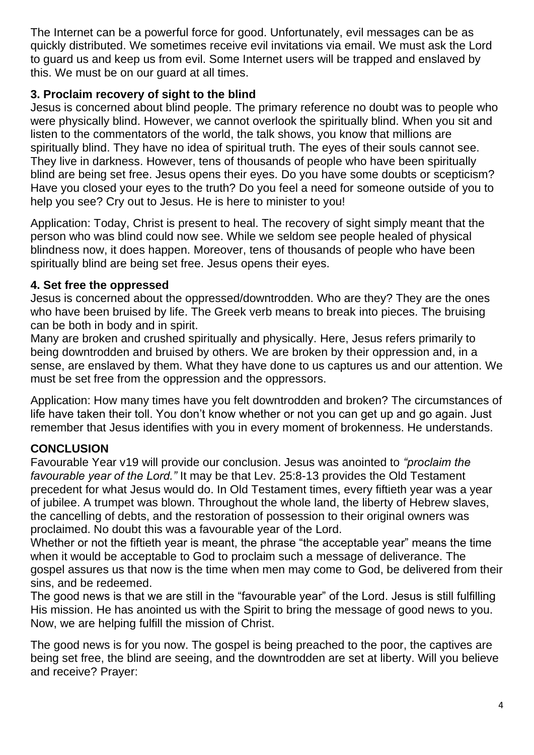The Internet can be a powerful force for good. Unfortunately, evil messages can be as quickly distributed. We sometimes receive evil invitations via email. We must ask the Lord to guard us and keep us from evil. Some Internet users will be trapped and enslaved by this. We must be on our guard at all times.

### 3. Proclaim recovery of sight to the blind

Jesus is concerned about blind people. The primary reference no doubt was to people who were physically blind. However, we cannot overlook the spiritually blind. When you sit and listen to the commentators of the world, the talk shows, you know that millions are spiritually blind. They have no idea of spiritual truth. The eyes of their souls cannot see. They live in darkness. However, tens of thousands of people who have been spiritually blind are being set free. Jesus opens their eyes. Do you have some doubts or scepticism? Have you closed your eyes to the truth? Do you feel a need for someone outside of you to help you see? Cry out to Jesus. He is here to minister to you!

Application: Today, Christ is present to heal. The recovery of sight simply meant that the person who was blind could now see. While we seldom see people healed of physical blindness now, it does happen. Moreover, tens of thousands of people who have been spiritually blind are being set free. Jesus opens their eyes.

### 4. Set free the oppressed

Jesus is concerned about the oppressed/downtrodden. Who are they? They are the ones who have been bruised by life. The Greek verb means to break into pieces. The bruising can be both in body and in spirit.
Many are broken and crushed spiritually and physically. Here, Jesus refers primarily to being downtrodden and bruised by others. We are broken by their oppression and, in a sense, are enslaved by them. What they have done to us captures us and our attention. We must be set free from the oppression and the oppressors.

Application: How many times have you felt downtrodden and broken? The circumstances of life have taken their toll. You don't know whether or not you can get up and go again. Just remember that Jesus identifies with you in every moment of brokenness. He understands.

### CONCLUSION

Favourable Year v19 will provide our conclusion. Jesus was anointed to *"proclaim the favourable year of the Lord."* It may be that Lev. 25:8-13 provides the Old Testament precedent for what Jesus would do. In Old Testament times, every fiftieth year was a year of jubilee. A trumpet was blown. Throughout the whole land, the liberty of Hebrew slaves, the cancelling of debts, and the restoration of possession to their original owners was proclaimed. No doubt this was a favourable year of the Lord.
Whether or not the fiftieth year is meant, the phrase "the acceptable year" means the time when it would be acceptable to God to proclaim such a message of deliverance. The gospel assures us that now is the time when men may come to God, be delivered from their sins, and be redeemed.
The good news is that we are still in the "favourable year" of the Lord. Jesus is still fulfilling His mission. He has anointed us with the Spirit to bring the message of good news to you. Now, we are helping fulfill the mission of Christ.

The good news is for you now. The gospel is being preached to the poor, the captives are being set free, the blind are seeing, and the downtrodden are set at liberty. Will you believe and receive? Prayer: